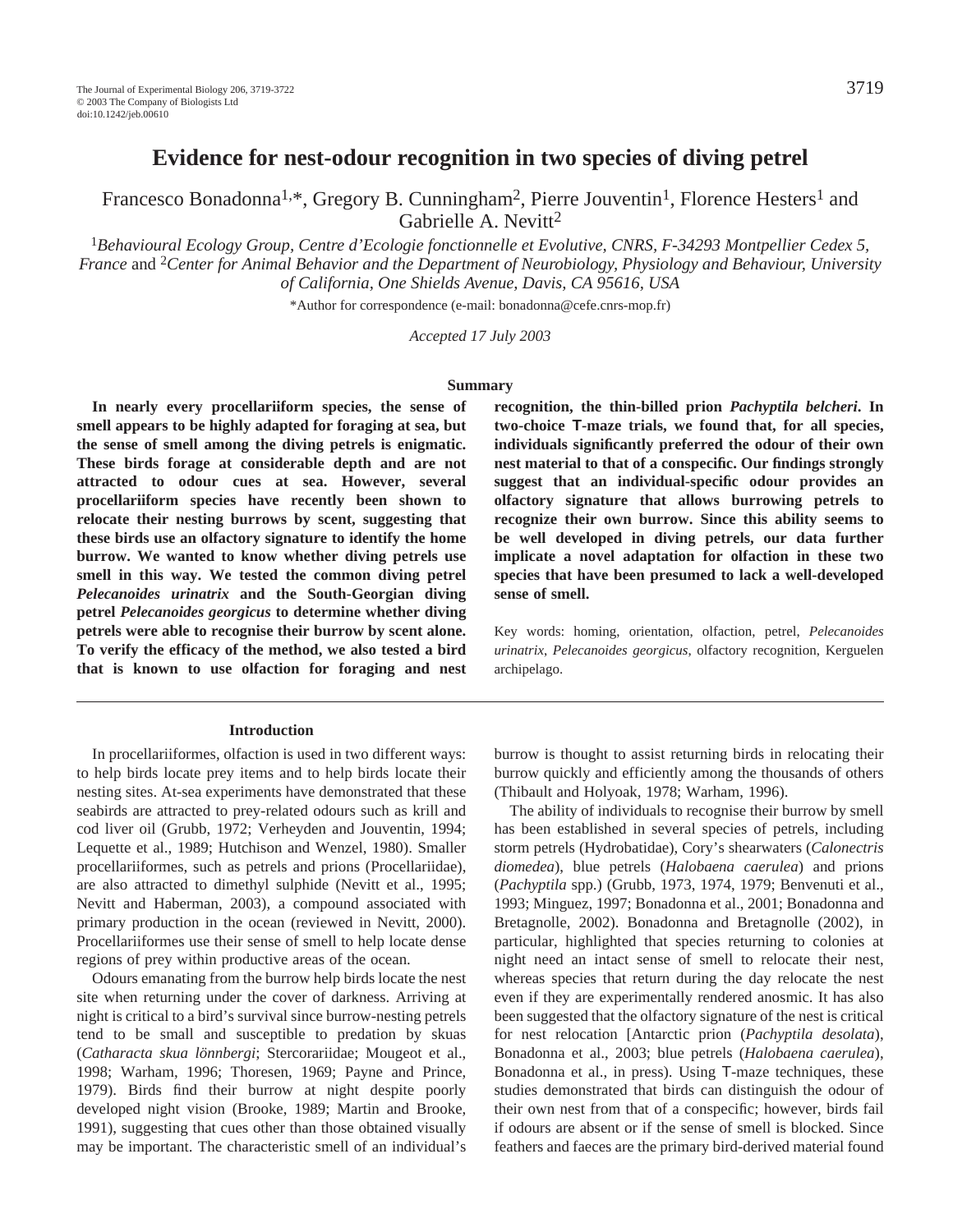# Evidence for nest-odour recognition in two species of diving petrel

Francesco Bonadonna[1,*], Gregory B. Cunningham[2], Pierre Jouventin[1], Florence Hesters[1] and Gabrielle A. Nevitt[2]

[1]*Behavioural Ecology Group, Centre d'Ecologie fonctionnelle et Evolutive, CNRS, F-34293 Montpellier Cedex 5, France* and [2]*Center for Animal Behavior and the Department of Neurobiology, Physiology and Behaviour, University of California, One Shields Avenue, Davis, CA 95616, USA*

*Author for correspondence (e-mail: bonadonna@cefe.cnrs-mop.fr)

*Accepted 17 July 2003*

## Summary

**In nearly every procellariiform species, the sense of smell appears to be highly adapted for foraging at sea, but the sense of smell among the diving petrels is enigmatic. These birds forage at considerable depth and are not attracted to odour cues at sea. However, several procellariiform species have recently been shown to relocate their nesting burrows by scent, suggesting that these birds use an olfactory signature to identify the home burrow. We wanted to know whether diving petrels use smell in this way. We tested the common diving petrel *Pelecanoides urinatrix* and the South-Georgian diving petrel *Pelecanoides georgicus* to determine whether diving petrels were able to recognise their burrow by scent alone. To verify the efficacy of the method, we also tested a bird that is known to use olfaction for foraging and nest recognition, the thin-billed prion *Pachyptila belcheri*. In two-choice T-maze trials, we found that, for all species, individuals significantly preferred the odour of their own nest material to that of a conspecific. Our findings strongly suggest that an individual-specific odour provides an olfactory signature that allows burrowing petrels to recognize their own burrow. Since this ability seems to be well developed in diving petrels, our data further implicate a novel adaptation for olfaction in these two species that have been presumed to lack a well-developed sense of smell.**

Key words: homing, orientation, olfaction, petrel, *Pelecanoides urinatrix*, *Pelecanoides georgicus*, olfactory recognition, Kerguelen archipelago.

## Introduction

In procellariiformes, olfaction is used in two different ways: to help birds locate prey items and to help birds locate their nesting sites. At-sea experiments have demonstrated that these seabirds are attracted to prey-related odours such as krill and cod liver oil (Grubb, 1972; Verheyden and Jouventin, 1994; Lequette et al., 1989; Hutchison and Wenzel, 1980). Smaller procellariiformes, such as petrels and prions (Procellariidae), are also attracted to dimethyl sulphide (Nevitt et al., 1995; Nevitt and Haberman, 2003), a compound associated with primary production in the ocean (reviewed in Nevitt, 2000). Procellariiformes use their sense of smell to help locate dense regions of prey within productive areas of the ocean.

Odours emanating from the burrow help birds locate the nest site when returning under the cover of darkness. Arriving at night is critical to a bird's survival since burrow-nesting petrels tend to be small and susceptible to predation by skuas (*Catharacta skua lönnbergi*; Stercorariidae; Mougeot et al., 1998; Warham, 1996; Thoresen, 1969; Payne and Prince, 1979). Birds find their burrow at night despite poorly developed night vision (Brooke, 1989; Martin and Brooke, 1991), suggesting that cues other than those obtained visually may be important. The characteristic smell of an individual's burrow is thought to assist returning birds in relocating their burrow quickly and efficiently among the thousands of others (Thibault and Holyoak, 1978; Warham, 1996).

The ability of individuals to recognise their burrow by smell has been established in several species of petrels, including storm petrels (Hydrobatidae), Cory's shearwaters (*Calonectris diomedea*), blue petrels (*Halobaena caerulea*) and prions (*Pachyptila* spp.) (Grubb, 1973, 1974, 1979; Benvenuti et al., 1993; Minguez, 1997; Bonadonna et al., 2001; Bonadonna and Bretagnolle, 2002). Bonadonna and Bretagnolle (2002), in particular, highlighted that species returning to colonies at night need an intact sense of smell to relocate their nest, whereas species that return during the day relocate the nest even if they are experimentally rendered anosmic. It has also been suggested that the olfactory signature of the nest is critical for nest relocation [Antarctic prion (*Pachyptila desolata*), Bonadonna et al., 2003; blue petrels (*Halobaena caerulea*), Bonadonna et al., in press). Using T-maze techniques, these studies demonstrated that birds can distinguish the odour of their own nest from that of a conspecific; however, birds fail if odours are absent or if the sense of smell is blocked. Since feathers and faeces are the primary bird-derived material found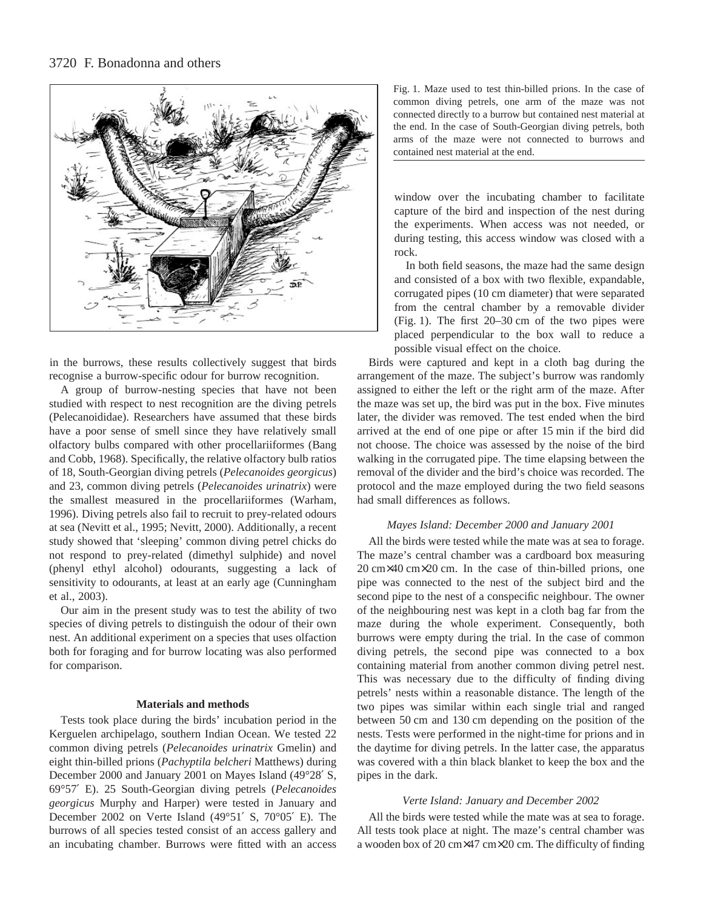Fig. 1. Maze used to test thin-billed prions. In the case of common diving petrels, one arm of the maze was not connected directly to a burrow but contained nest material at the end. In the case of South-Georgian diving petrels, both arms of the maze were not connected to burrows and contained nest material at the end.

in the burrows, these results collectively suggest that birds recognise a burrow-specific odour for burrow recognition.

A group of burrow-nesting species that have not been studied with respect to nest recognition are the diving petrels (Pelecanoididae). Researchers have assumed that these birds have a poor sense of smell since they have relatively small olfactory bulbs compared with other procellariiformes (Bang and Cobb, 1968). Specifically, the relative olfactory bulb ratios of 18, South-Georgian diving petrels (*Pelecanoides georgicus*) and 23, common diving petrels (*Pelecanoides urinatrix*) were the smallest measured in the procellariiformes (Warham, 1996). Diving petrels also fail to recruit to prey-related odours at sea (Nevitt et al., 1995; Nevitt, 2000). Additionally, a recent study showed that 'sleeping' common diving petrel chicks do not respond to prey-related (dimethyl sulphide) and novel (phenyl ethyl alcohol) odourants, suggesting a lack of sensitivity to odourants, at least at an early age (Cunningham et al., 2003).

Our aim in the present study was to test the ability of two species of diving petrels to distinguish the odour of their own nest. An additional experiment on a species that uses olfaction both for foraging and for burrow locating was also performed for comparison.

## Materials and methods

Tests took place during the birds' incubation period in the Kerguelen archipelago, southern Indian Ocean. We tested 22 common diving petrels (*Pelecanoides urinatrix* Gmelin) and eight thin-billed prions (*Pachyptila belcheri* Matthews) during December 2000 and January 2001 on Mayes Island (49°28′ S, 69°57′ E). 25 South-Georgian diving petrels (*Pelecanoides georgicus* Murphy and Harper) were tested in January and December 2002 on Verte Island (49°51′ S, 70°05′ E). The burrows of all species tested consist of an access gallery and an incubating chamber. Burrows were fitted with an access window over the incubating chamber to facilitate capture of the bird and inspection of the nest during the experiments. When access was not needed, or during testing, this access window was closed with a rock.

In both field seasons, the maze had the same design and consisted of a box with two flexible, expandable, corrugated pipes (10 cm diameter) that were separated from the central chamber by a removable divider (Fig. 1). The first 20–30 cm of the two pipes were placed perpendicular to the box wall to reduce a possible visual effect on the choice.

Birds were captured and kept in a cloth bag during the arrangement of the maze. The subject's burrow was randomly assigned to either the left or the right arm of the maze. After the maze was set up, the bird was put in the box. Five minutes later, the divider was removed. The test ended when the bird arrived at the end of one pipe or after 15 min if the bird did not choose. The choice was assessed by the noise of the bird walking in the corrugated pipe. The time elapsing between the removal of the divider and the bird's choice was recorded. The protocol and the maze employed during the two field seasons had small differences as follows.

### *Mayes Island: December 2000 and January 2001*

All the birds were tested while the mate was at sea to forage. The maze's central chamber was a cardboard box measuring 20 cm×40 cm×20 cm. In the case of thin-billed prions, one pipe was connected to the nest of the subject bird and the second pipe to the nest of a conspecific neighbour. The owner of the neighbouring nest was kept in a cloth bag far from the maze during the whole experiment. Consequently, both burrows were empty during the trial. In the case of common diving petrels, the second pipe was connected to a box containing material from another common diving petrel nest. This was necessary due to the difficulty of finding diving petrels' nests within a reasonable distance. The length of the two pipes was similar within each single trial and ranged between 50 cm and 130 cm depending on the position of the nests. Tests were performed in the night-time for prions and in the daytime for diving petrels. In the latter case, the apparatus was covered with a thin black blanket to keep the box and the pipes in the dark.

### *Verte Island: January and December 2002*

All the birds were tested while the mate was at sea to forage. All tests took place at night. The maze's central chamber was a wooden box of 20 cm×47 cm×20 cm. The difficulty of finding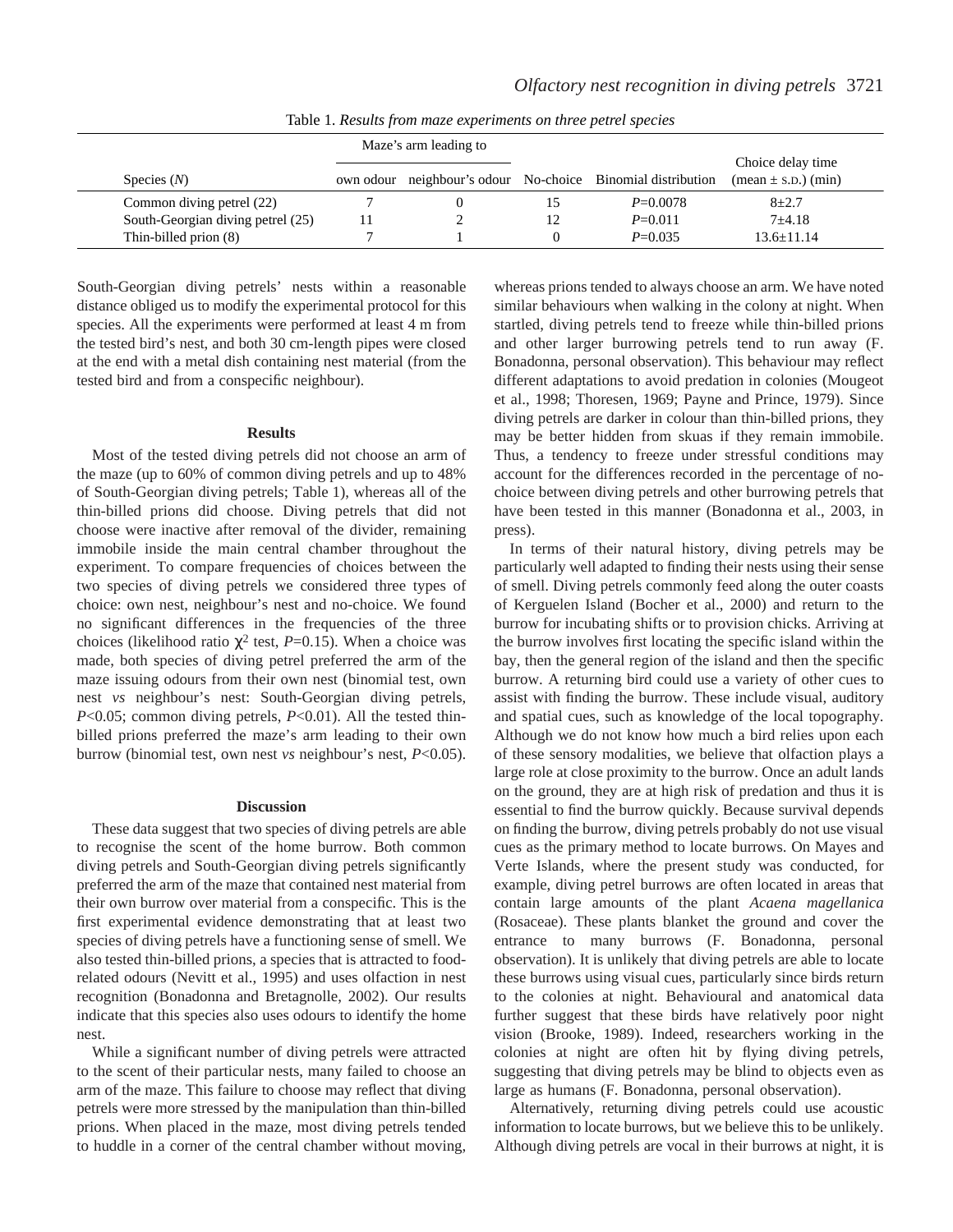Table 1. *Results from maze experiments on three petrel species*

| Species (*N*) | Maze's arm leading to | | | | Choice delay time (mean ± S.D.) (min) |
|---|---|---|---|---|---|
| | own odour | neighbour's odour | No-choice | Binomial distribution | |
| Common diving petrel (22) | 7 | 0 | 15 | $P$=0.0078 | 8±2.7 |
| South-Georgian diving petrel (25) | 11 | 2 | 12 | $P$=0.011 | 7±4.18 |
| Thin-billed prion (8) | 7 | 1 | 0 | $P$=0.035 | 13.6±11.14 |

South-Georgian diving petrels' nests within a reasonable distance obliged us to modify the experimental protocol for this species. All the experiments were performed at least 4 m from the tested bird's nest, and both 30 cm-length pipes were closed at the end with a metal dish containing nest material (from the tested bird and from a conspecific neighbour).

## Results

Most of the tested diving petrels did not choose an arm of the maze (up to 60% of common diving petrels and up to 48% of South-Georgian diving petrels; Table 1), whereas all of the thin-billed prions did choose. Diving petrels that did not choose were inactive after removal of the divider, remaining immobile inside the main central chamber throughout the experiment. To compare frequencies of choices between the two species of diving petrels we considered three types of choice: own nest, neighbour's nest and no-choice. We found no significant differences in the frequencies of the three choices (likelihood ratio $\chi^2$ test, $P$=0.15). When a choice was made, both species of diving petrel preferred the arm of the maze issuing odours from their own nest (binomial test, own nest *vs* neighbour's nest: South-Georgian diving petrels, $P$<0.05; common diving petrels, $P$<0.01). All the tested thin-billed prions preferred the maze's arm leading to their own burrow (binomial test, own nest *vs* neighbour's nest, $P$<0.05).

## Discussion

These data suggest that two species of diving petrels are able to recognise the scent of the home burrow. Both common diving petrels and South-Georgian diving petrels significantly preferred the arm of the maze that contained nest material from their own burrow over material from a conspecific. This is the first experimental evidence demonstrating that at least two species of diving petrels have a functioning sense of smell. We also tested thin-billed prions, a species that is attracted to food-related odours (Nevitt et al., 1995) and uses olfaction in nest recognition (Bonadonna and Bretagnolle, 2002). Our results indicate that this species also uses odours to identify the home nest.

While a significant number of diving petrels were attracted to the scent of their particular nests, many failed to choose an arm of the maze. This failure to choose may reflect that diving petrels were more stressed by the manipulation than thin-billed prions. When placed in the maze, most diving petrels tended to huddle in a corner of the central chamber without moving, whereas prions tended to always choose an arm. We have noted similar behaviours when walking in the colony at night. When startled, diving petrels tend to freeze while thin-billed prions and other larger burrowing petrels tend to run away (F. Bonadonna, personal observation). This behaviour may reflect different adaptations to avoid predation in colonies (Mougeot et al., 1998; Thoresen, 1969; Payne and Prince, 1979). Since diving petrels are darker in colour than thin-billed prions, they may be better hidden from skuas if they remain immobile. Thus, a tendency to freeze under stressful conditions may account for the differences recorded in the percentage of no-choice between diving petrels and other burrowing petrels that have been tested in this manner (Bonadonna et al., 2003, in press).

In terms of their natural history, diving petrels may be particularly well adapted to finding their nests using their sense of smell. Diving petrels commonly feed along the outer coasts of Kerguelen Island (Bocher et al., 2000) and return to the burrow for incubating shifts or to provision chicks. Arriving at the burrow involves first locating the specific island within the bay, then the general region of the island and then the specific burrow. A returning bird could use a variety of other cues to assist with finding the burrow. These include visual, auditory and spatial cues, such as knowledge of the local topography. Although we do not know how much a bird relies upon each of these sensory modalities, we believe that olfaction plays a large role at close proximity to the burrow. Once an adult lands on the ground, they are at high risk of predation and thus it is essential to find the burrow quickly. Because survival depends on finding the burrow, diving petrels probably do not use visual cues as the primary method to locate burrows. On Mayes and Verte Islands, where the present study was conducted, for example, diving petrel burrows are often located in areas that contain large amounts of the plant *Acaena magellanica* (Rosaceae). These plants blanket the ground and cover the entrance to many burrows (F. Bonadonna, personal observation). It is unlikely that diving petrels are able to locate these burrows using visual cues, particularly since birds return to the colonies at night. Behavioural and anatomical data further suggest that these birds have relatively poor night vision (Brooke, 1989). Indeed, researchers working in the colonies at night are often hit by flying diving petrels, suggesting that diving petrels may be blind to objects even as large as humans (F. Bonadonna, personal observation).

Alternatively, returning diving petrels could use acoustic information to locate burrows, but we believe this to be unlikely. Although diving petrels are vocal in their burrows at night, it is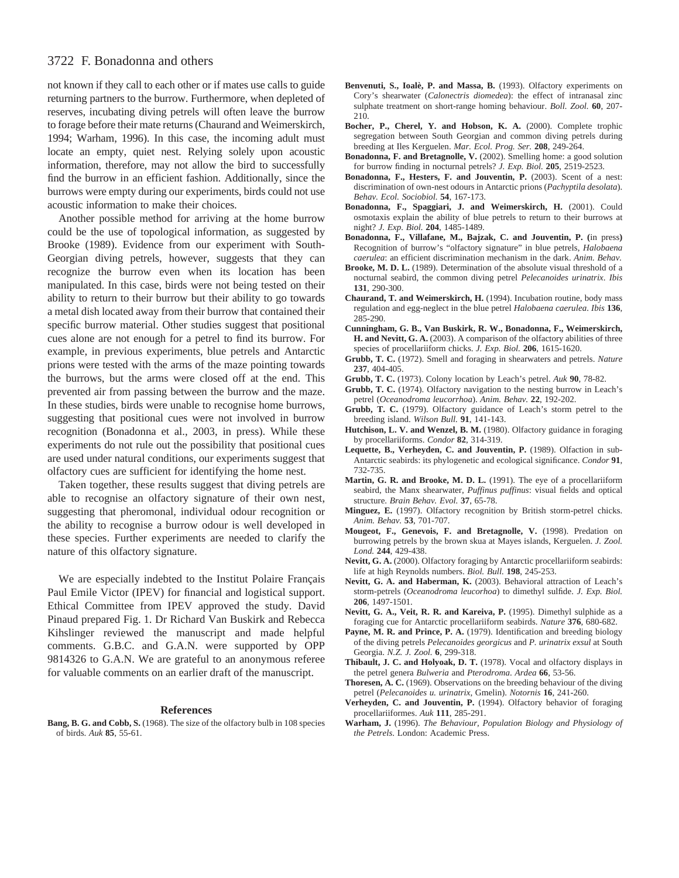not known if they call to each other or if mates use calls to guide returning partners to the burrow. Furthermore, when depleted of reserves, incubating diving petrels will often leave the burrow to forage before their mate returns (Chaurand and Weimerskirch, 1994; Warham, 1996). In this case, the incoming adult must locate an empty, quiet nest. Relying solely upon acoustic information, therefore, may not allow the bird to successfully find the burrow in an efficient fashion. Additionally, since the burrows were empty during our experiments, birds could not use acoustic information to make their choices.

Another possible method for arriving at the home burrow could be the use of topological information, as suggested by Brooke (1989). Evidence from our experiment with South-Georgian diving petrels, however, suggests that they can recognize the burrow even when its location has been manipulated. In this case, birds were not being tested on their ability to return to their burrow but their ability to go towards a metal dish located away from their burrow that contained their specific burrow material. Other studies suggest that positional cues alone are not enough for a petrel to find its burrow. For example, in previous experiments, blue petrels and Antarctic prions were tested with the arms of the maze pointing towards the burrows, but the arms were closed off at the end. This prevented air from passing between the burrow and the maze. In these studies, birds were unable to recognise home burrows, suggesting that positional cues were not involved in burrow recognition (Bonadonna et al., 2003, in press). While these experiments do not rule out the possibility that positional cues are used under natural conditions, our experiments suggest that olfactory cues are sufficient for identifying the home nest.

Taken together, these results suggest that diving petrels are able to recognise an olfactory signature of their own nest, suggesting that pheromonal, individual odour recognition or the ability to recognise a burrow odour is well developed in these species. Further experiments are needed to clarify the nature of this olfactory signature.

We are especially indebted to the Institut Polaire Français Paul Emile Victor (IPEV) for financial and logistical support. Ethical Committee from IPEV approved the study. David Pinaud prepared Fig. 1. Dr Richard Van Buskirk and Rebecca Kihslinger reviewed the manuscript and made helpful comments. G.B.C. and G.A.N. were supported by OPP 9814326 to G.A.N. We are grateful to an anonymous referee for valuable comments on an earlier draft of the manuscript.

## References

**Bang, B. G. and Cobb, S.** (1968). The size of the olfactory bulb in 108 species of birds. *Auk* **85**, 55-61.

**Benvenuti, S., Ioalè, P. and Massa, B.** (1993). Olfactory experiments on Cory's shearwater (*Calonectris diomedea*): the effect of intranasal zinc sulphate treatment on short-range homing behaviour. *Boll. Zool.* **60**, 207-210.

**Bocher, P., Cherel, Y. and Hobson, K. A.** (2000). Complete trophic segregation between South Georgian and common diving petrels during breeding at Iles Kerguelen. *Mar. Ecol. Prog. Ser.* **208**, 249-264.

**Bonadonna, F. and Bretagnolle, V.** (2002). Smelling home: a good solution for burrow finding in nocturnal petrels? *J. Exp. Biol.* **205**, 2519-2523.

**Bonadonna, F., Hesters, F. and Jouventin, P.** (2003). Scent of a nest: discrimination of own-nest odours in Antarctic prions (*Pachyptila desolata*). *Behav. Ecol. Sociobiol.* **54**, 167-173.

**Bonadonna, F., Spaggiari, J. and Weimerskirch, H.** (2001). Could osmotaxis explain the ability of blue petrels to return to their burrows at night? *J. Exp. Biol.* **204**, 1485-1489.

**Bonadonna, F., Villafane, M., Bajzak, C. and Jouventin, P. (**in press**)** Recognition of burrow's "olfactory signature" in blue petrels, *Halobaena caerulea*: an efficient discrimination mechanism in the dark. *Anim. Behav.*

**Brooke, M. D. L.** (1989). Determination of the absolute visual threshold of a nocturnal seabird, the common diving petrel *Pelecanoides urinatrix*. *Ibis* **131**, 290-300.

**Chaurand, T. and Weimerskirch, H.** (1994). Incubation routine, body mass regulation and egg-neglect in the blue petrel *Halobaena caerulea*. *Ibis* **136**, 285-290.

**Cunningham, G. B., Van Buskirk, R. W., Bonadonna, F., Weimerskirch, H. and Nevitt, G. A.** (2003). A comparison of the olfactory abilities of three species of procellariiform chicks. *J. Exp. Biol.* **206**, 1615-1620.

**Grubb, T. C.** (1972). Smell and foraging in shearwaters and petrels. *Nature* **237**, 404-405.

**Grubb, T. C.** (1973). Colony location by Leach's petrel. *Auk* **90**, 78-82.

**Grubb, T. C.** (1974). Olfactory navigation to the nesting burrow in Leach's petrel (*Oceanodroma leucorrhoa*). *Anim. Behav.* **22**, 192-202.

**Grubb, T. C.** (1979). Olfactory guidance of Leach's storm petrel to the breeding island. *Wilson Bull.* **91**, 141-143.

**Hutchison, L. V. and Wenzel, B. M.** (1980). Olfactory guidance in foraging by procellariiforms. *Condor* **82**, 314-319.

**Lequette, B., Verheyden, C. and Jouventin, P.** (1989). Olfaction in sub-Antarctic seabirds: its phylogenetic and ecological significance. *Condor* **91**, 732-735.

**Martin, G. R. and Brooke, M. D. L.** (1991). The eye of a procellariiform seabird, the Manx shearwater, *Puffinus puffinus*: visual fields and optical structure. *Brain Behav. Evol.* **37**, 65-78.

**Minguez, E.** (1997). Olfactory recognition by British storm-petrel chicks. *Anim. Behav.* **53**, 701-707.

**Mougeot, F., Genevois, F. and Bretagnolle, V.** (1998). Predation on burrowing petrels by the brown skua at Mayes islands, Kerguelen. *J. Zool. Lond.* **244**, 429-438.

**Nevitt, G. A.** (2000). Olfactory foraging by Antarctic procellariiform seabirds: life at high Reynolds numbers. *Biol. Bull.* **198**, 245-253.

**Nevitt, G. A. and Haberman, K.** (2003). Behavioral attraction of Leach's storm-petrels (*Oceanodroma leucorhoa*) to dimethyl sulfide. *J. Exp. Biol.* **206**, 1497-1501.

**Nevitt, G. A., Veit, R. R. and Kareiva, P.** (1995). Dimethyl sulphide as a foraging cue for Antarctic procellariiform seabirds. *Nature* **376**, 680-682.

**Payne, M. R. and Prince, P. A.** (1979). Identification and breeding biology of the diving petrels *Pelecanoides georgicus* and *P. urinatrix exsul* at South Georgia. *N.Z. J. Zool.* **6**, 299-318.

**Thibault, J. C. and Holyoak, D. T.** (1978). Vocal and olfactory displays in the petrel genera *Bulweria* and *Pterodroma*. *Ardea* **66**, 53-56.

**Thoresen, A. C.** (1969). Observations on the breeding behaviour of the diving petrel (*Pelecanoides u. urinatrix*, Gmelin). *Notornis* **16**, 241-260.

**Verheyden, C. and Jouventin, P.** (1994). Olfactory behavior of foraging procellariiformes. *Auk* **111**, 285-291.

**Warham, J.** (1996). *The Behaviour, Population Biology and Physiology of the Petrels.* London: Academic Press.